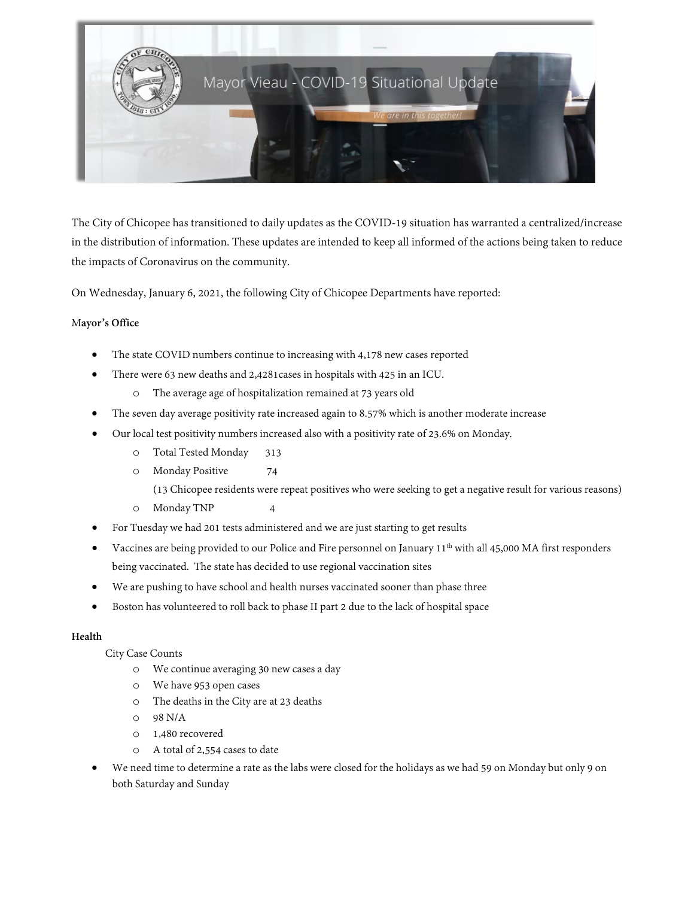Mayor Vieau - COVID-19 Situational Update

We are in this together!

The City of Chicopee has transitioned to daily updates as the COVID-19 situation has warranted a centralized/increase in the distribution of information. These updates are intended to keep all informed of the actions being taken to reduce the impacts of Coronavirus on the community.

On Wednesday, January 6, 2021, the following City of Chicopee Departments have reported:

**Mayor's Office**

- The state COVID numbers continue to increasing with 4,178 new cases reported
- There were 63 new deaths and 2,4281cases in hospitals with 425 in an ICU.
  - The average age of hospitalization remained at 73 years old
- The seven day average positivity rate increased again to 8.57% which is another moderate increase
- Our local test positivity numbers increased also with a positivity rate of 23.6% on Monday.
  - Total Tested Monday 313
  - Monday Positive 74
  
    (13 Chicopee residents were repeat positives who were seeking to get a negative result for various reasons)
  - Monday TNP 4
- For Tuesday we had 201 tests administered and we are just starting to get results
- Vaccines are being provided to our Police and Fire personnel on January 11th with all 45,000 MA first responders being vaccinated. The state has decided to use regional vaccination sites
- We are pushing to have school and health nurses vaccinated sooner than phase three
- Boston has volunteered to roll back to phase II part 2 due to the lack of hospital space

**Health**

City Case Counts

- We continue averaging 30 new cases a day
- We have 953 open cases
- The deaths in the City are at 23 deaths
- 98 N/A
- 1,480 recovered
- A total of 2,554 cases to date

- We need time to determine a rate as the labs were closed for the holidays as we had 59 on Monday but only 9 on both Saturday and Sunday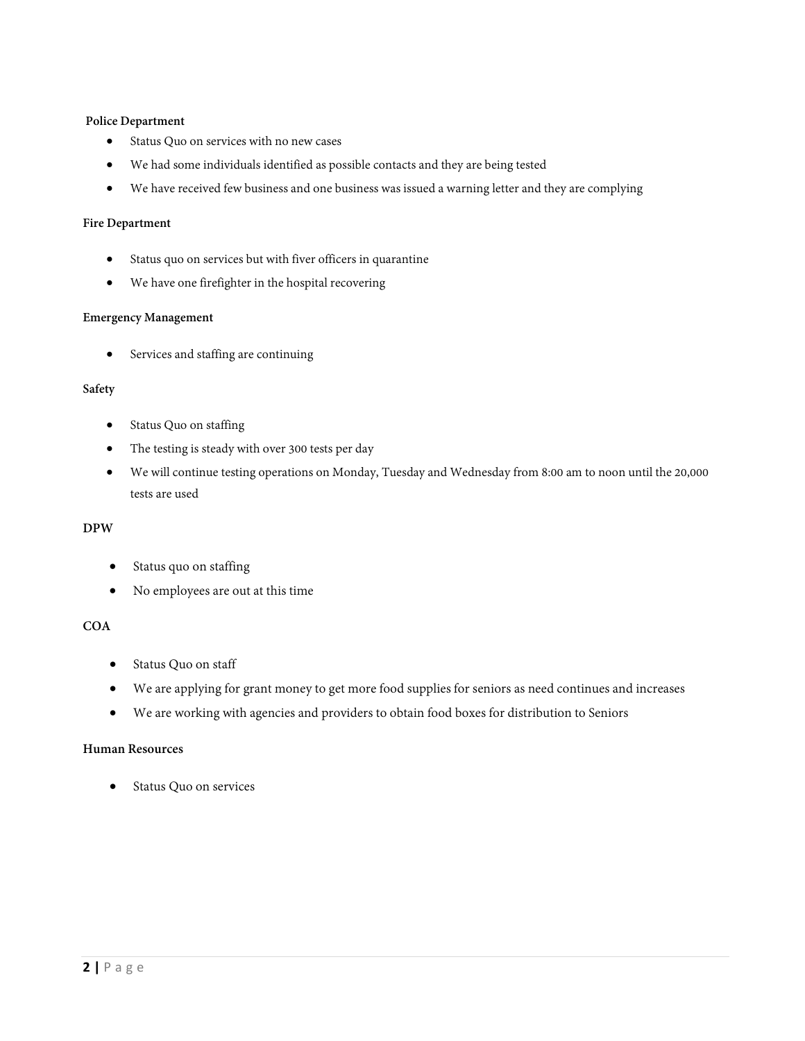**Police Department**

- Status Quo on services with no new cases
- We had some individuals identified as possible contacts and they are being tested
- We have received few business and one business was issued a warning letter and they are complying

**Fire Department**

- Status quo on services but with fiver officers in quarantine
- We have one firefighter in the hospital recovering

**Emergency Management**

- Services and staffing are continuing

**Safety**

- Status Quo on staffing
- The testing is steady with over 300 tests per day
- We will continue testing operations on Monday, Tuesday and Wednesday from 8:00 am to noon until the 20,000 tests are used

**DPW**

- Status quo on staffing
- No employees are out at this time

**COA**

- Status Quo on staff
- We are applying for grant money to get more food supplies for seniors as need continues and increases
- We are working with agencies and providers to obtain food boxes for distribution to Seniors

**Human Resources**

- Status Quo on services